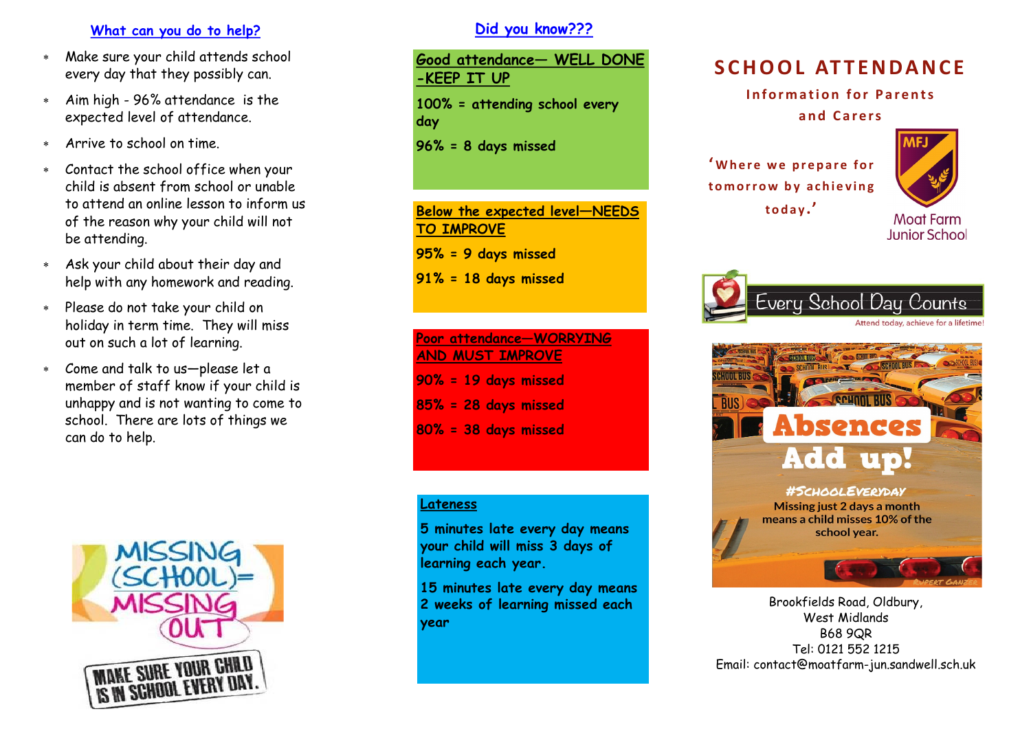## What can you do to help?

- Make sure your child attends school every day that they possibly can.
- Aim high - 96% attendance is the expected level of attendance.
- Arrive to school on time.
- Contact the school office when your child is absent from school or unable to attend an online lesson to inform us of the reason why your child will not be attending.
- Ask your child about their day and help with any homework and reading.
- Please do not take your child on holiday in term time. They will miss out on such a lot of learning.
- Come and talk to us—please let a member of staff know if your child is unhappy and is not wanting to come to school. There are lots of things we can do to help.

MISSING (SCHOOL)= MISSING OUT

MAKE SURE YOUR CHILD IS IN SCHOOL EVERY DAY.

## Did you know???

**Good attendance— WELL DONE -KEEP IT UP**

**100% = attending school every day**

**96% = 8 days missed**

**Below the expected level—NEEDS TO IMPROVE**

**95% = 9 days missed**

**91% = 18 days missed**

**Poor attendance—WORRYING AND MUST IMPROVE**

**90% = 19 days missed**

**85% = 28 days missed**

**80% = 38 days missed**

**Lateness**

**5 minutes late every day means your child will miss 3 days of learning each year.**

**15 minutes late every day means 2 weeks of learning missed each year**

# SCHOOL ATTENDANCE

### Information for Parents and Carers

**'Where we prepare for tomorrow by achieving today.'**

MFJ

Moat Farm Junior School

Every School Day Counts

Attend today, achieve for a lifetime!

Absences Add up!

#SchoolEveryday

Missing just 2 days a month means a child misses 10% of the school year.

Brookfields Road, Oldbury,
West Midlands
B68 9QR
Tel: 0121 552 1215
Email: contact@moatfarm-jun.sandwell.sch.uk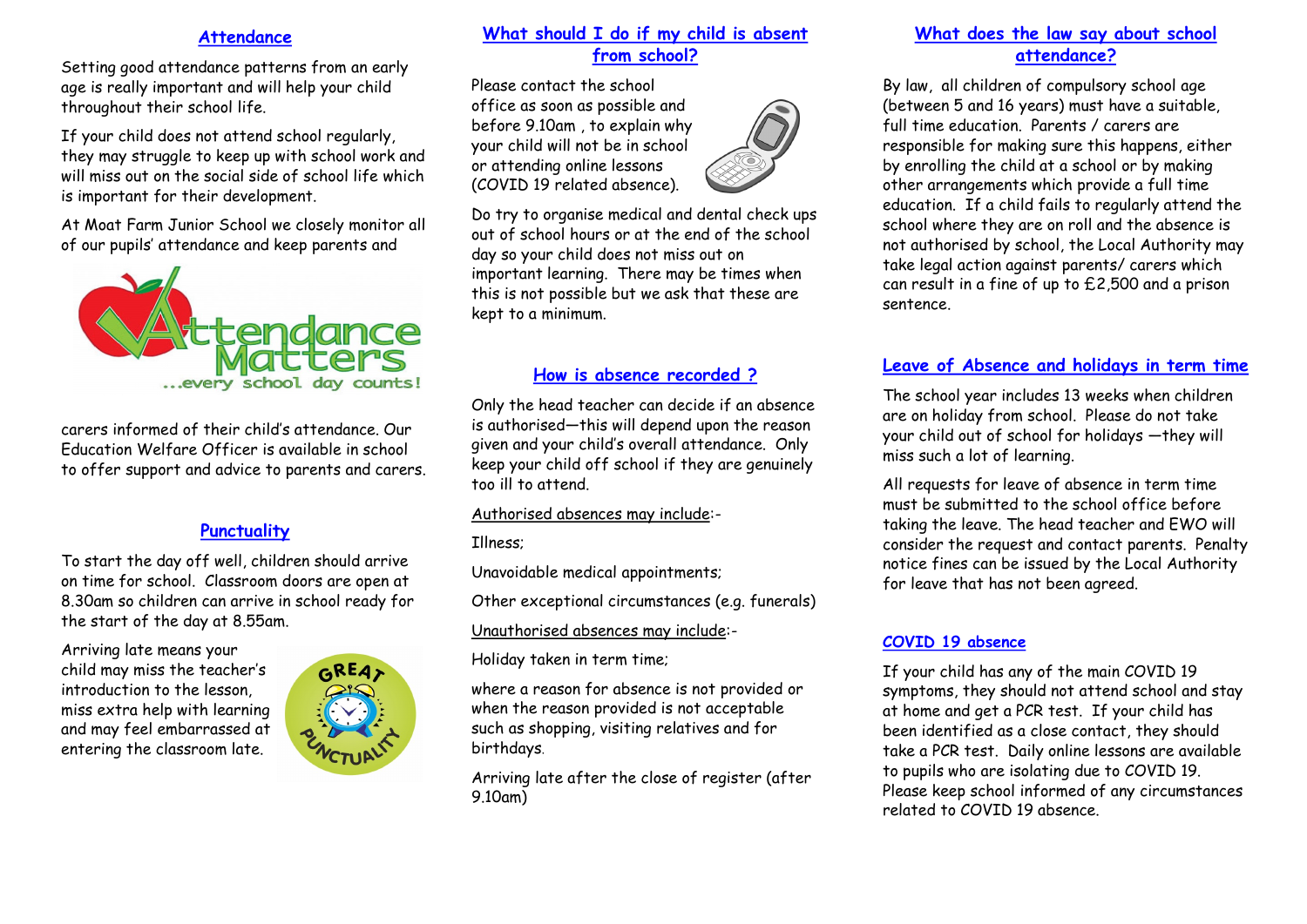## Attendance

Setting good attendance patterns from an early age is really important and will help your child throughout their school life.

If your child does not attend school regularly, they may struggle to keep up with school work and will miss out on the social side of school life which is important for their development.

At Moat Farm Junior School we closely monitor all of our pupils' attendance and keep parents and carers informed of their child's attendance. Our Education Welfare Officer is available in school to offer support and advice to parents and carers.

## Punctuality

To start the day off well, children should arrive on time for school. Classroom doors are open at 8.30am so children can arrive in school ready for the start of the day at 8.55am.

Arriving late means your child may miss the teacher's introduction to the lesson, miss extra help with learning and may feel embarrassed at entering the classroom late.

## What should I do if my child is absent from school?

Please contact the school office as soon as possible and before 9.10am , to explain why your child will not be in school or attending online lessons (COVID 19 related absence).

Do try to organise medical and dental check ups out of school hours or at the end of the school day so your child does not miss out on important learning. There may be times when this is not possible but we ask that these are kept to a minimum.

## How is absence recorded ?

Only the head teacher can decide if an absence is authorised—this will depend upon the reason given and your child's overall attendance. Only keep your child off school if they are genuinely too ill to attend.

Authorised absences may include:-

Illness;

Unavoidable medical appointments;

Other exceptional circumstances (e.g. funerals)

Unauthorised absences may include:-

Holiday taken in term time;

where a reason for absence is not provided or when the reason provided is not acceptable such as shopping, visiting relatives and for birthdays.

Arriving late after the close of register (after 9.10am)

## What does the law say about school attendance?

By law, all children of compulsory school age (between 5 and 16 years) must have a suitable, full time education. Parents / carers are responsible for making sure this happens, either by enrolling the child at a school or by making other arrangements which provide a full time education. If a child fails to regularly attend the school where they are on roll and the absence is not authorised by school, the Local Authority may take legal action against parents/ carers which can result in a fine of up to £2,500 and a prison sentence.

## Leave of Absence and holidays in term time

The school year includes 13 weeks when children are on holiday from school. Please do not take your child out of school for holidays —they will miss such a lot of learning.

All requests for leave of absence in term time must be submitted to the school office before taking the leave. The head teacher and EWO will consider the request and contact parents. Penalty notice fines can be issued by the Local Authority for leave that has not been agreed.

## COVID 19 absence

If your child has any of the main COVID 19 symptoms, they should not attend school and stay at home and get a PCR test. If your child has been identified as a close contact, they should take a PCR test. Daily online lessons are available to pupils who are isolating due to COVID 19. Please keep school informed of any circumstances related to COVID 19 absence.